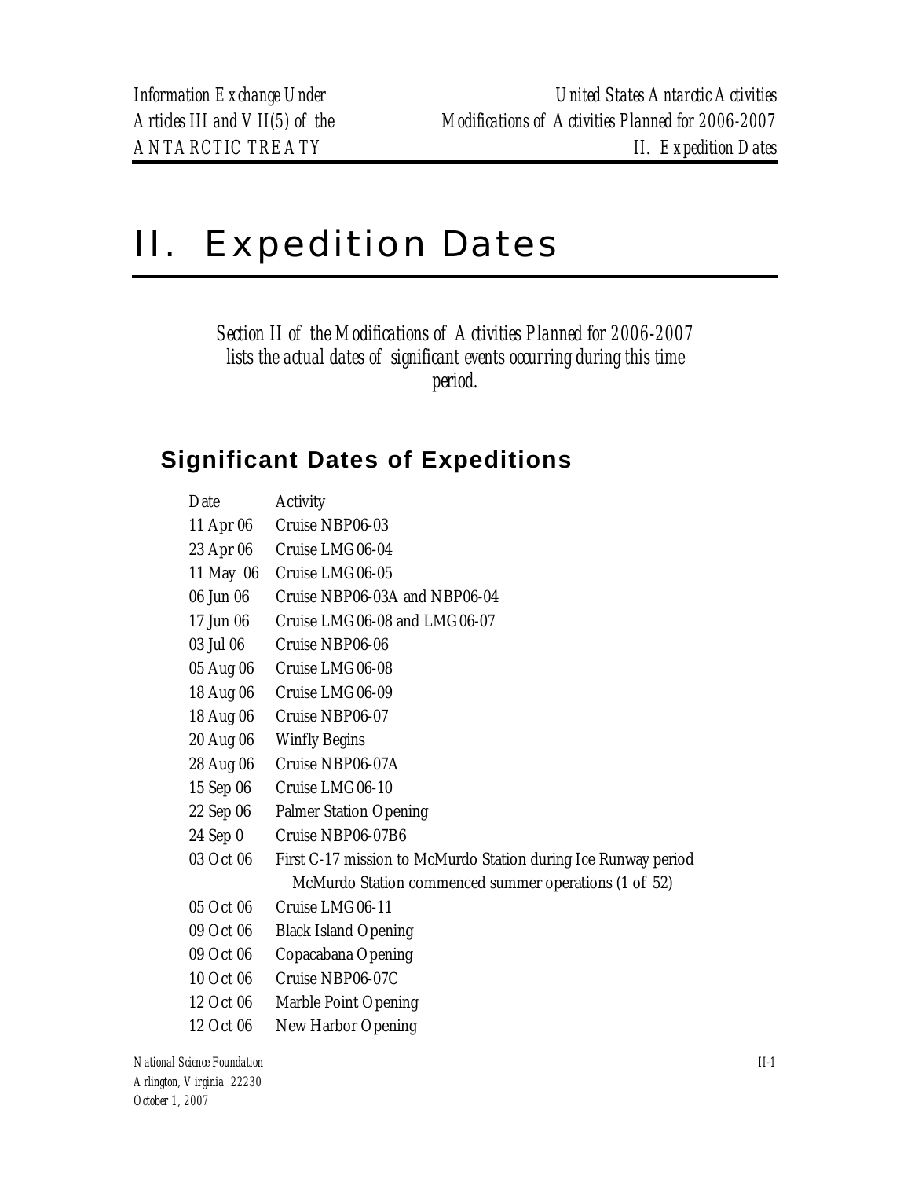# II. Expedition Dates

*Section II of the Modifications of Activities Planned for 2006-2007 lists the actual dates of significant events occurring during this time period.*

## Significant Dates of Expeditions

| Date | Activity |
|---|---|
| 11 Apr 06 | Cruise NBP06-03 |
| 23 Apr 06 | Cruise LMG06-04 |
| 11 May 06 | Cruise LMG06-05 |
| 06 Jun 06 | Cruise NBP06-03A and NBP06-04 |
| 17 Jun 06 | Cruise LMG06-08 and LMG06-07 |
| 03 Jul 06 | Cruise NBP06-06 |
| 05 Aug 06 | Cruise LMG06-08 |
| 18 Aug 06 | Cruise LMG06-09 |
| 18 Aug 06 | Cruise NBP06-07 |
| 20 Aug 06 | Winfly Begins |
| 28 Aug 06 | Cruise NBP06-07A |
| 15 Sep 06 | Cruise LMG06-10 |
| 22 Sep 06 | Palmer Station Opening |
| 24 Sep 0 | Cruise NBP06-07B6 |
| 03 Oct 06 | First C-17 mission to McMurdo Station during Ice Runway period<br>McMurdo Station commenced summer operations (1 of 52) |
| 05 Oct 06 | Cruise LMG06-11 |
| 09 Oct 06 | Black Island Opening |
| 09 Oct 06 | Copacabana Opening |
| 10 Oct 06 | Cruise NBP06-07C |
| 12 Oct 06 | Marble Point Opening |
| 12 Oct 06 | New Harbor Opening |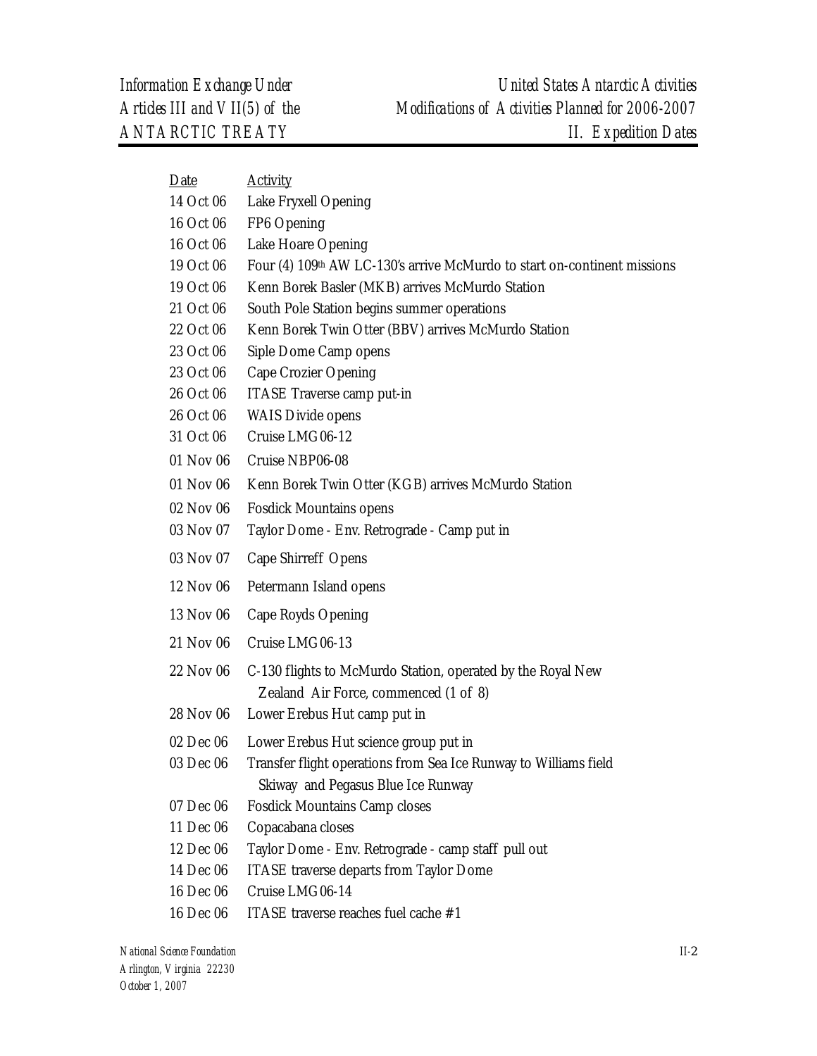| Date | Activity |
| --- | --- |
| 14 Oct 06 | Lake Fryxell Opening |
| 16 Oct 06 | FP6 Opening |
| 16 Oct 06 | Lake Hoare Opening |
| 19 Oct 06 | Four (4) 109th AW LC-130's arrive McMurdo to start on-continent missions |
| 19 Oct 06 | Kenn Borek Basler (MKB) arrives McMurdo Station |
| 21 Oct 06 | South Pole Station begins summer operations |
| 22 Oct 06 | Kenn Borek Twin Otter (BBV) arrives McMurdo Station |
| 23 Oct 06 | Siple Dome Camp opens |
| 23 Oct 06 | Cape Crozier Opening |
| 26 Oct 06 | ITASE Traverse camp put-in |
| 26 Oct 06 | WAIS Divide opens |
| 31 Oct 06 | Cruise LMG06-12 |
| 01 Nov 06 | Cruise NBP06-08 |
| 01 Nov 06 | Kenn Borek Twin Otter (KGB) arrives McMurdo Station |
| 02 Nov 06 | Fosdick Mountains opens |
| 03 Nov 07 | Taylor Dome - Env. Retrograde - Camp put in |
| 03 Nov 07 | Cape Shirreff Opens |
| 12 Nov 06 | Petermann Island opens |
| 13 Nov 06 | Cape Royds Opening |
| 21 Nov 06 | Cruise LMG06-13 |
| 22 Nov 06 | C-130 flights to McMurdo Station, operated by the Royal New Zealand Air Force, commenced (1 of 8) |
| 28 Nov 06 | Lower Erebus Hut camp put in |
| 02 Dec 06 | Lower Erebus Hut science group put in |
| 03 Dec 06 | Transfer flight operations from Sea Ice Runway to Williams field Skiway and Pegasus Blue Ice Runway |
| 07 Dec 06 | Fosdick Mountains Camp closes |
| 11 Dec 06 | Copacabana closes |
| 12 Dec 06 | Taylor Dome - Env. Retrograde - camp staff pull out |
| 14 Dec 06 | ITASE traverse departs from Taylor Dome |
| 16 Dec 06 | Cruise LMG06-14 |
| 16 Dec 06 | ITASE traverse reaches fuel cache #1 |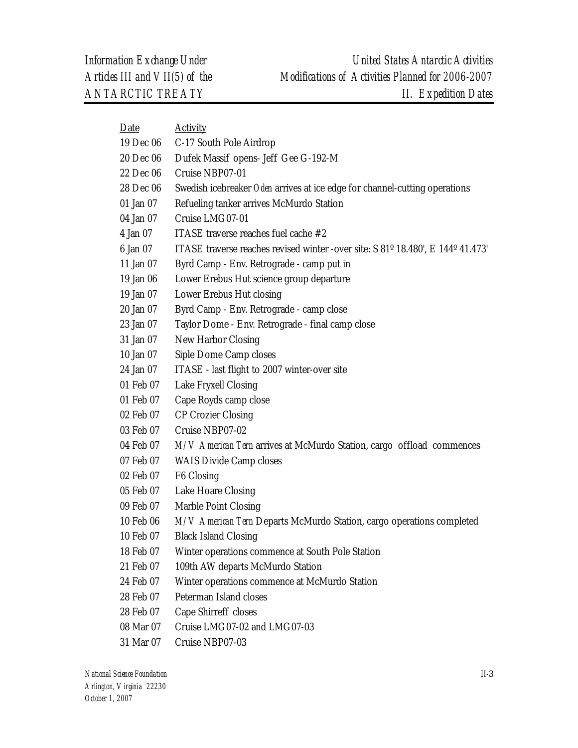| Date | Activity |
|---|---|
| 19 Dec 06 | C-17 South Pole Airdrop |
| 20 Dec 06 | Dufek Massif opens- Jeff Gee G-192-M |
| 22 Dec 06 | Cruise NBP07-01 |
| 28 Dec 06 | Swedish icebreaker *Oden* arrives at ice edge for channel-cutting operations |
| 01 Jan 07 | Refueling tanker arrives McMurdo Station |
| 04 Jan 07 | Cruise LMG07-01 |
| 4 Jan 07 | ITASE traverse reaches fuel cache #2 |
| 6 Jan 07 | ITASE traverse reaches revised winter -over site: S 81º 18.480', E 144º 41.473' |
| 11 Jan 07 | Byrd Camp - Env. Retrograde - camp put in |
| 19 Jan 06 | Lower Erebus Hut science group departure |
| 19 Jan 07 | Lower Erebus Hut closing |
| 20 Jan 07 | Byrd Camp - Env. Retrograde - camp close |
| 23 Jan 07 | Taylor Dome - Env. Retrograde - final camp close |
| 31 Jan 07 | New Harbor Closing |
| 10 Jan 07 | Siple Dome Camp closes |
| 24 Jan 07 | ITASE - last flight to 2007 winter-over site |
| 01 Feb 07 | Lake Fryxell Closing |
| 01 Feb 07 | Cape Royds camp close |
| 02 Feb 07 | CP Crozier Closing |
| 03 Feb 07 | Cruise NBP07-02 |
| 04 Feb 07 | *M/V American Tern* arrives at McMurdo Station, cargo offload commences |
| 07 Feb 07 | WAIS Divide Camp closes |
| 02 Feb 07 | F6 Closing |
| 05 Feb 07 | Lake Hoare Closing |
| 09 Feb 07 | Marble Point Closing |
| 10 Feb 06 | *M/V American Tern* Departs McMurdo Station, cargo operations completed |
| 10 Feb 07 | Black Island Closing |
| 18 Feb 07 | Winter operations commence at South Pole Station |
| 21 Feb 07 | 109th AW departs McMurdo Station |
| 24 Feb 07 | Winter operations commence at McMurdo Station |
| 28 Feb 07 | Peterman Island closes |
| 28 Feb 07 | Cape Shirreff closes |
| 08 Mar 07 | Cruise LMG07-02 and LMG07-03 |
| 31 Mar 07 | Cruise NBP07-03 |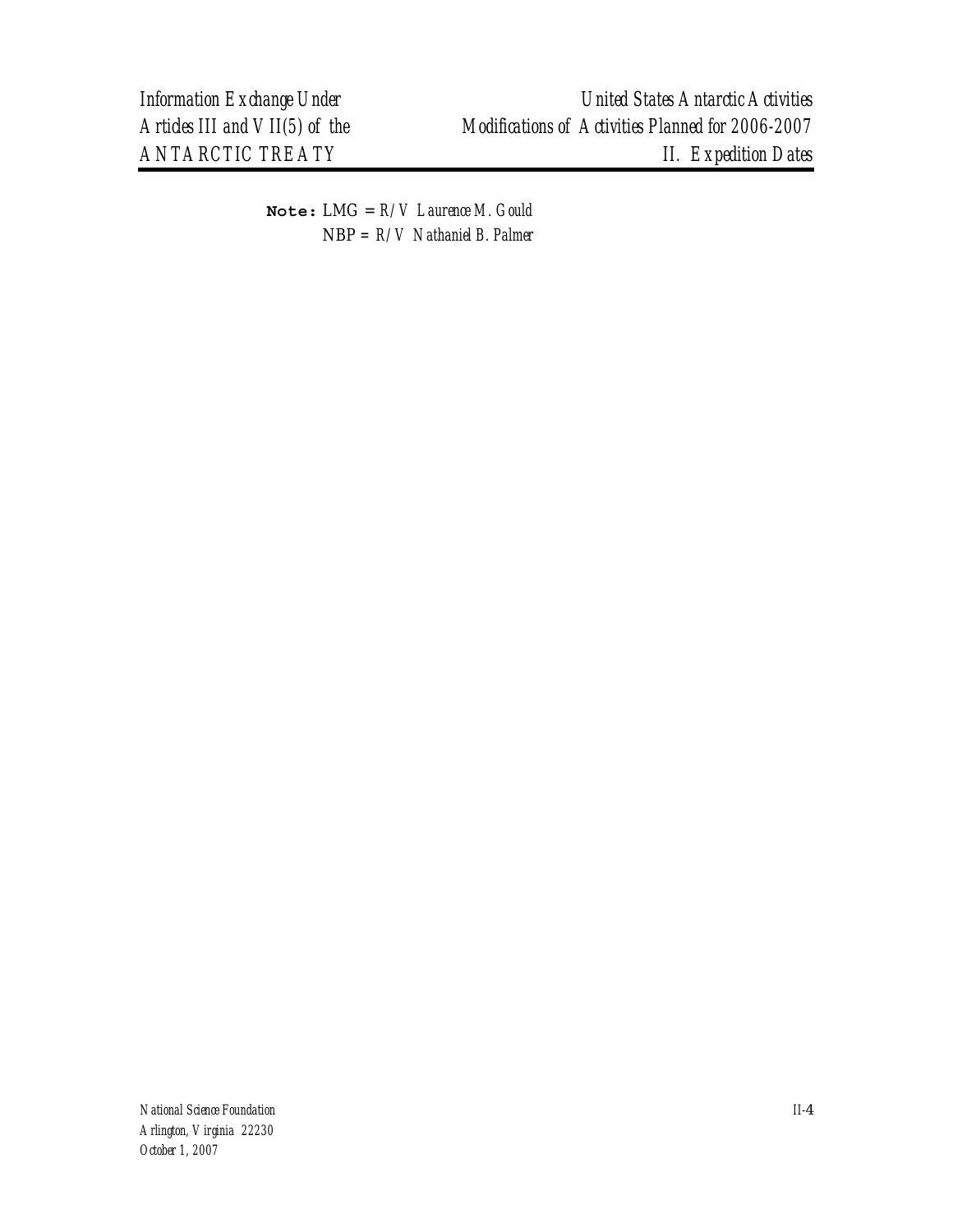**Note:** LMG = *R/V Laurence M. Gould*
NBP = *R/V Nathaniel B. Palmer*